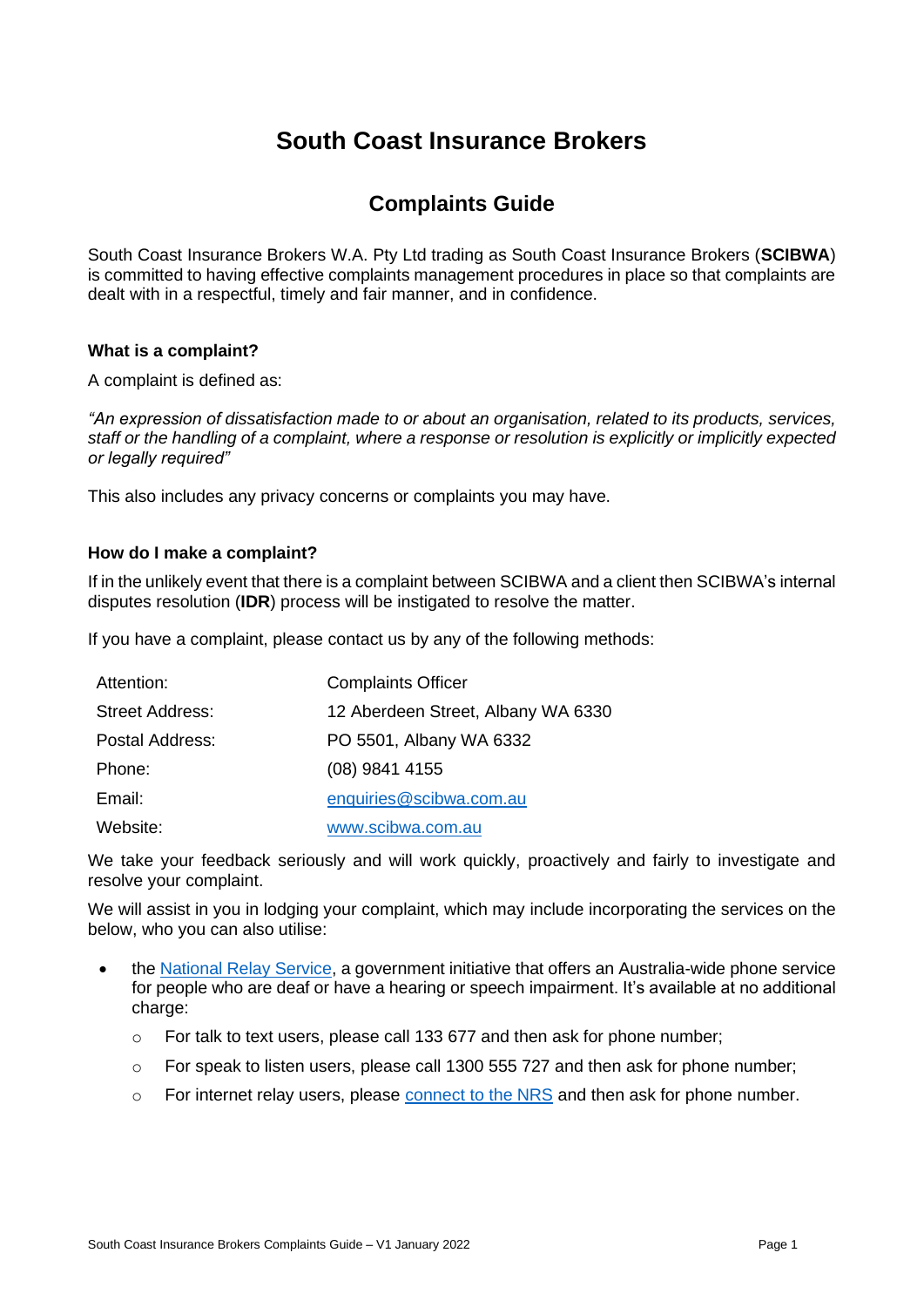# South Coast Insurance Brokers

## Complaints Guide

South Coast Insurance Brokers W.A. Pty Ltd trading as South Coast Insurance Brokers (**SCIBWA**) is committed to having effective complaints management procedures in place so that complaints are dealt with in a respectful, timely and fair manner, and in confidence.

### What is a complaint?

A complaint is defined as:

*"An expression of dissatisfaction made to or about an organisation, related to its products, services, staff or the handling of a complaint, where a response or resolution is explicitly or implicitly expected or legally required"*

This also includes any privacy concerns or complaints you may have.

### How do I make a complaint?

If in the unlikely event that there is a complaint between SCIBWA and a client then SCIBWA's internal disputes resolution (**IDR**) process will be instigated to resolve the matter.

If you have a complaint, please contact us by any of the following methods:

| | |
|---|---|
| Attention: | Complaints Officer |
| Street Address: | 12 Aberdeen Street, Albany WA 6330 |
| Postal Address: | PO 5501, Albany WA 6332 |
| Phone: | (08) 9841 4155 |
| Email: | enquiries@scibwa.com.au |
| Website: | www.scibwa.com.au |

We take your feedback seriously and will work quickly, proactively and fairly to investigate and resolve your complaint.

We will assist in you in lodging your complaint, which may include incorporating the services on the below, who you can also utilise:

- the National Relay Service, a government initiative that offers an Australia-wide phone service for people who are deaf or have a hearing or speech impairment. It's available at no additional charge:
  - For talk to text users, please call 133 677 and then ask for phone number;
  - For speak to listen users, please call 1300 555 727 and then ask for phone number;
  - For internet relay users, please connect to the NRS and then ask for phone number.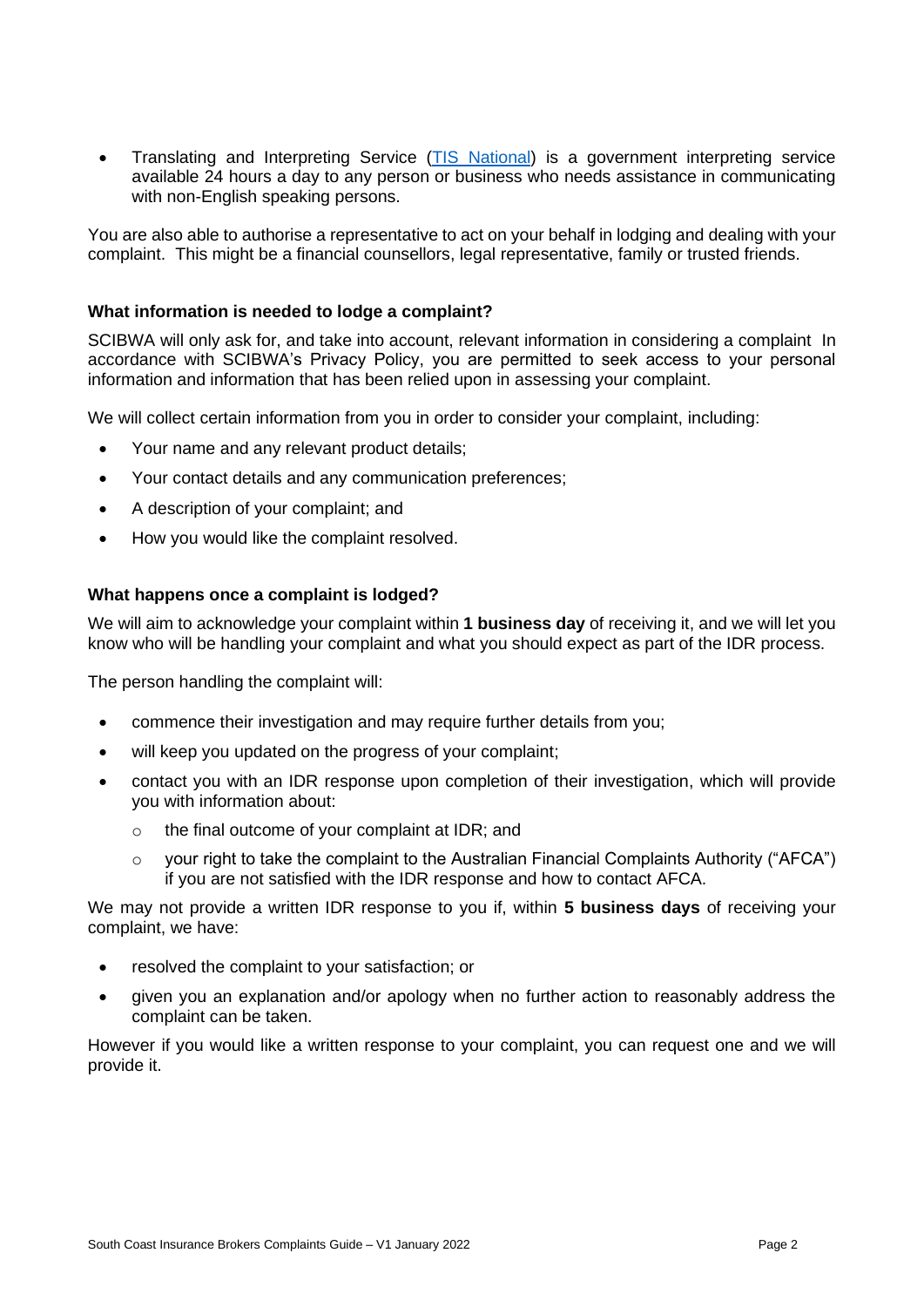- Translating and Interpreting Service ([TIS National]) is a government interpreting service available 24 hours a day to any person or business who needs assistance in communicating with non-English speaking persons.

You are also able to authorise a representative to act on your behalf in lodging and dealing with your complaint.  This might be a financial counsellors, legal representative, family or trusted friends.

### What information is needed to lodge a complaint?

SCIBWA will only ask for, and take into account, relevant information in considering a complaint  In accordance with SCIBWA's Privacy Policy, you are permitted to seek access to your personal information and information that has been relied upon in assessing your complaint.

We will collect certain information from you in order to consider your complaint, including:

- Your name and any relevant product details;
- Your contact details and any communication preferences;
- A description of your complaint; and
- How you would like the complaint resolved.

### What happens once a complaint is lodged?

We will aim to acknowledge your complaint within **1 business day** of receiving it, and we will let you know who will be handling your complaint and what you should expect as part of the IDR process.

The person handling the complaint will:

- commence their investigation and may require further details from you;
- will keep you updated on the progress of your complaint;
- contact you with an IDR response upon completion of their investigation, which will provide you with information about:
  - the final outcome of your complaint at IDR; and
  - your right to take the complaint to the Australian Financial Complaints Authority ("AFCA") if you are not satisfied with the IDR response and how to contact AFCA.

We may not provide a written IDR response to you if, within **5 business days** of receiving your complaint, we have:

- resolved the complaint to your satisfaction; or
- given you an explanation and/or apology when no further action to reasonably address the complaint can be taken.

However if you would like a written response to your complaint, you can request one and we will provide it.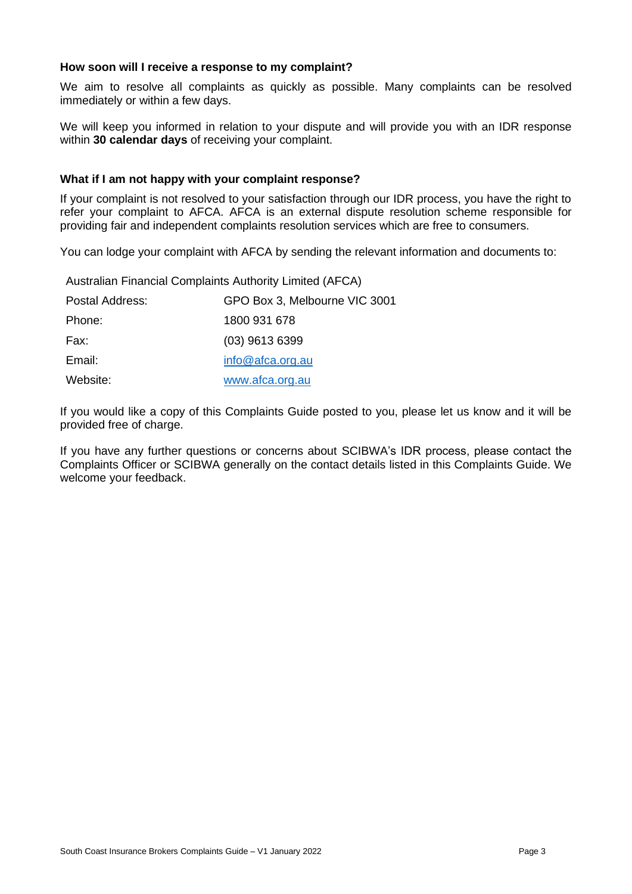### How soon will I receive a response to my complaint?

We aim to resolve all complaints as quickly as possible. Many complaints can be resolved immediately or within a few days.

We will keep you informed in relation to your dispute and will provide you with an IDR response within **30 calendar days** of receiving your complaint.

### What if I am not happy with your complaint response?

If your complaint is not resolved to your satisfaction through our IDR process, you have the right to refer your complaint to AFCA. AFCA is an external dispute resolution scheme responsible for providing fair and independent complaints resolution services which are free to consumers.

You can lodge your complaint with AFCA by sending the relevant information and documents to:

Australian Financial Complaints Authority Limited (AFCA)

| | |
|---|---|
| Postal Address: | GPO Box 3, Melbourne VIC 3001 |
| Phone: | 1800 931 678 |
| Fax: | (03) 9613 6399 |
| Email: | info@afca.org.au |
| Website: | www.afca.org.au |

If you would like a copy of this Complaints Guide posted to you, please let us know and it will be provided free of charge.

If you have any further questions or concerns about SCIBWA's IDR process, please contact the Complaints Officer or SCIBWA generally on the contact details listed in this Complaints Guide. We welcome your feedback.